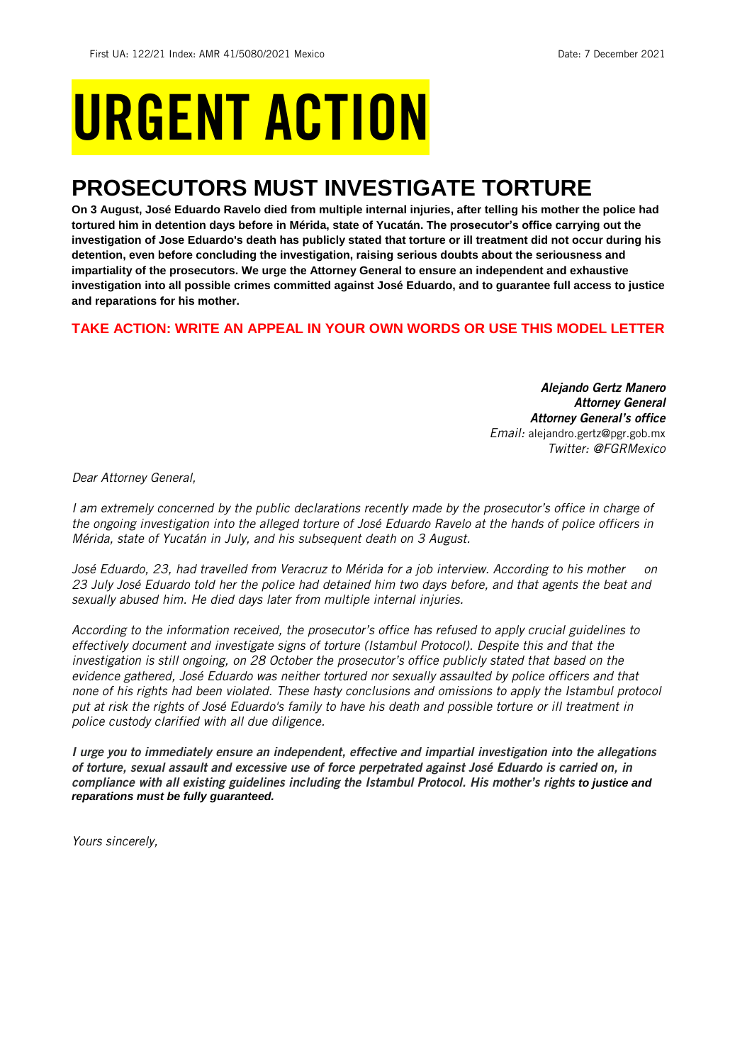First UA: 122/21 Index: AMR 41/5080/2021 Mexico Date: 7 December 2021

# URGENT ACTION

## PROSECUTORS MUST INVESTIGATE TORTURE

**On 3 August, José Eduardo Ravelo died from multiple internal injuries, after telling his mother the police had tortured him in detention days before in Mérida, state of Yucatán. The prosecutor's office carrying out the investigation of Jose Eduardo's death has publicly stated that torture or ill treatment did not occur during his detention, even before concluding the investigation, raising serious doubts about the seriousness and impartiality of the prosecutors. We urge the Attorney General to ensure an independent and exhaustive investigation into all possible crimes committed against José Eduardo, and to guarantee full access to justice and reparations for his mother.**

**TAKE ACTION: WRITE AN APPEAL IN YOUR OWN WORDS OR USE THIS MODEL LETTER**

***Alejando Gertz Manero***
***Attorney General***
***Attorney General's office***
*Email:* alejandro.gertz@pgr.gob.mx
*Twitter: @FGRMexico*

*Dear Attorney General,*

*I am extremely concerned by the public declarations recently made by the prosecutor's office in charge of the ongoing investigation into the alleged torture of José Eduardo Ravelo at the hands of police officers in Mérida, state of Yucatán in July, and his subsequent death on 3 August.*

*José Eduardo, 23, had travelled from Veracruz to Mérida for a job interview. According to his mother on 23 July José Eduardo told her the police had detained him two days before, and that agents the beat and sexually abused him. He died days later from multiple internal injuries.*

*According to the information received, the prosecutor's office has refused to apply crucial guidelines to effectively document and investigate signs of torture (Istambul Protocol). Despite this and that the investigation is still ongoing, on 28 October the prosecutor's office publicly stated that based on the evidence gathered, José Eduardo was neither tortured nor sexually assaulted by police officers and that none of his rights had been violated. These hasty conclusions and omissions to apply the Istambul protocol put at risk the rights of José Eduardo's family to have his death and possible torture or ill treatment in police custody clarified with all due diligence.*

***I urge you to immediately ensure an independent, effective and impartial investigation into the allegations of torture, sexual assault and excessive use of force perpetrated against José Eduardo is carried on, in compliance with all existing guidelines including the Istambul Protocol. His mother's rights to justice and reparations must be fully guaranteed.***

*Yours sincerely,*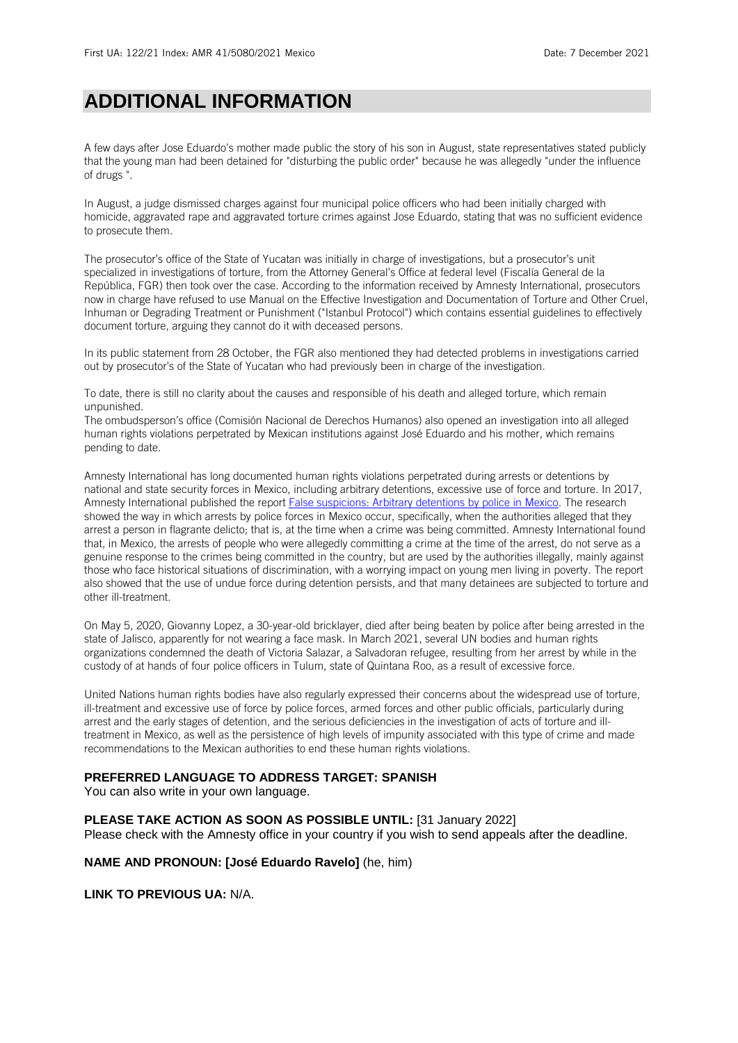# ADDITIONAL INFORMATION

A few days after Jose Eduardo's mother made public the story of his son in August, state representatives stated publicly that the young man had been detained for "disturbing the public order" because he was allegedly "under the influence of drugs ".

In August, a judge dismissed charges against four municipal police officers who had been initially charged with homicide, aggravated rape and aggravated torture crimes against Jose Eduardo, stating that was no sufficient evidence to prosecute them.

The prosecutor's office of the State of Yucatan was initially in charge of investigations, but a prosecutor's unit specialized in investigations of torture, from the Attorney General's Office at federal level (Fiscalía General de la República, FGR) then took over the case. According to the information received by Amnesty International, prosecutors now in charge have refused to use Manual on the Effective Investigation and Documentation of Torture and Other Cruel, Inhuman or Degrading Treatment or Punishment ("Istanbul Protocol") which contains essential guidelines to effectively document torture, arguing they cannot do it with deceased persons.

In its public statement from 28 October, the FGR also mentioned they had detected problems in investigations carried out by prosecutor's of the State of Yucatan who had previously been in charge of the investigation.

To date, there is still no clarity about the causes and responsible of his death and alleged torture, which remain unpunished.
The ombudsperson's office (Comisión Nacional de Derechos Humanos) also opened an investigation into all alleged human rights violations perpetrated by Mexican institutions against José Eduardo and his mother, which remains pending to date.

Amnesty International has long documented human rights violations perpetrated during arrests or detentions by national and state security forces in Mexico, including arbitrary detentions, excessive use of force and torture. In 2017, Amnesty International published the report [False suspicions: Arbitrary detentions by police in Mexico](). The research showed the way in which arrests by police forces in Mexico occur, specifically, when the authorities alleged that they arrest a person in flagrante delicto; that is, at the time when a crime was being committed. Amnesty International found that, in Mexico, the arrests of people who were allegedly committing a crime at the time of the arrest, do not serve as a genuine response to the crimes being committed in the country, but are used by the authorities illegally, mainly against those who face historical situations of discrimination, with a worrying impact on young men living in poverty. The report also showed that the use of undue force during detention persists, and that many detainees are subjected to torture and other ill-treatment.

On May 5, 2020, Giovanny Lopez, a 30-year-old bricklayer, died after being beaten by police after being arrested in the state of Jalisco, apparently for not wearing a face mask. In March 2021, several UN bodies and human rights organizations condemned the death of Victoria Salazar, a Salvadoran refugee, resulting from her arrest by while in the custody of at hands of four police officers in Tulum, state of Quintana Roo, as a result of excessive force.

United Nations human rights bodies have also regularly expressed their concerns about the widespread use of torture, ill-treatment and excessive use of force by police forces, armed forces and other public officials, particularly during arrest and the early stages of detention, and the serious deficiencies in the investigation of acts of torture and ill-treatment in Mexico, as well as the persistence of high levels of impunity associated with this type of crime and made recommendations to the Mexican authorities to end these human rights violations.

**PREFERRED LANGUAGE TO ADDRESS TARGET: SPANISH**
You can also write in your own language.

**PLEASE TAKE ACTION AS SOON AS POSSIBLE UNTIL:** [31 January 2022]
Please check with the Amnesty office in your country if you wish to send appeals after the deadline.

**NAME AND PRONOUN: [José Eduardo Ravelo]** (he, him)

**LINK TO PREVIOUS UA:** N/A.